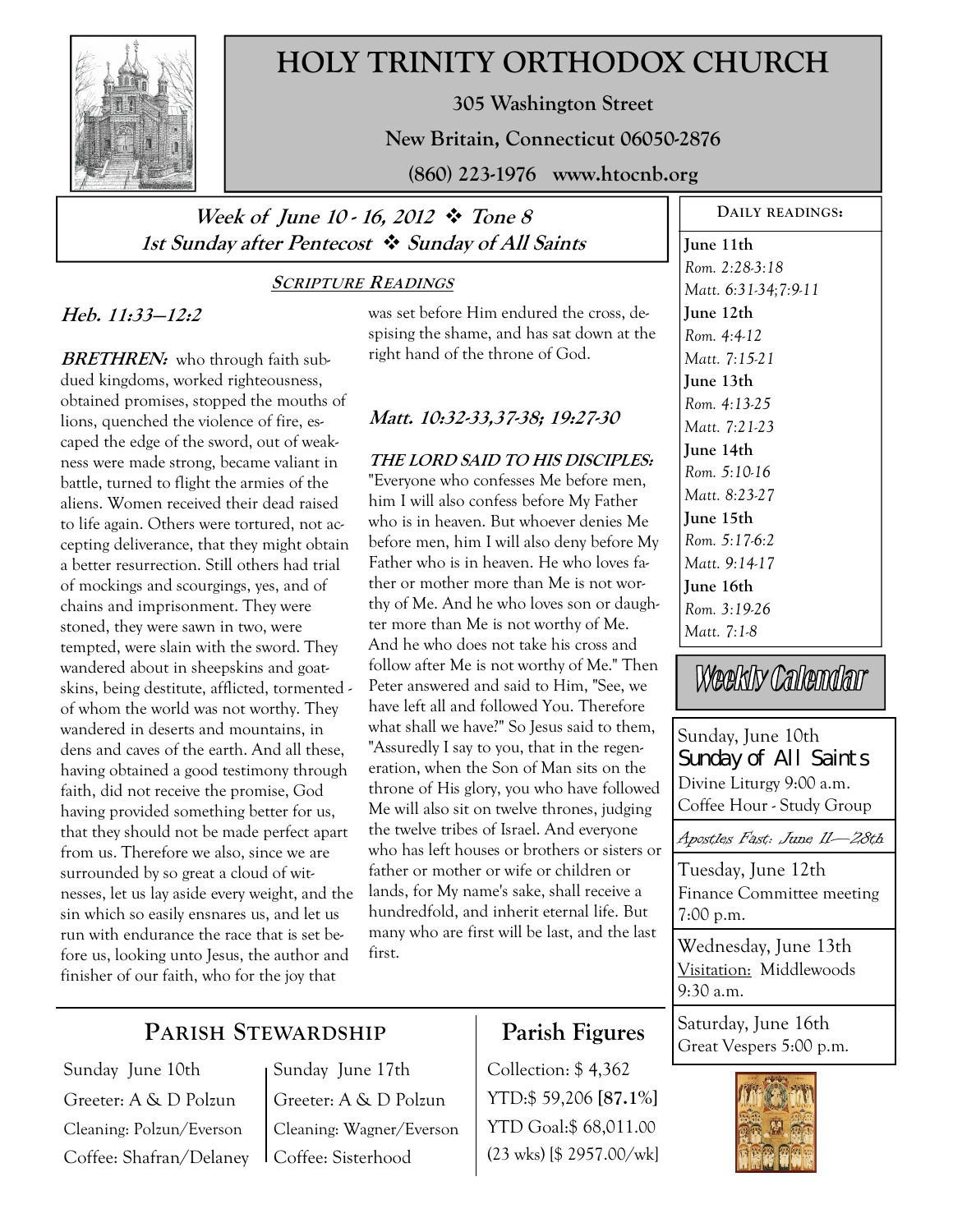# HOLY TRINITY ORTHODOX CHURCH

**305 Washington Street**

**New Britain, Connecticut 06050-2876**

**(860) 223-1976 www.htocnb.org**

## *Week of June 10 - 16, 2012 ❖ Tone 8*
## *1st Sunday after Pentecost ❖ Sunday of All Saints*

### SCRIPTURE READINGS

#### *Heb. 11:33—12:2*

***BRETHREN:*** who through faith subdued kingdoms, worked righteousness, obtained promises, stopped the mouths of lions, quenched the violence of fire, escaped the edge of the sword, out of weakness were made strong, became valiant in battle, turned to flight the armies of the aliens. Women received their dead raised to life again. Others were tortured, not accepting deliverance, that they might obtain a better resurrection. Still others had trial of mockings and scourgings, yes, and of chains and imprisonment. They were stoned, they were sawn in two, were tempted, were slain with the sword. They wandered about in sheepskins and goatskins, being destitute, afflicted, tormented - of whom the world was not worthy. They wandered in deserts and mountains, in dens and caves of the earth. And all these, having obtained a good testimony through faith, did not receive the promise, God having provided something better for us, that they should not be made perfect apart from us. Therefore we also, since we are surrounded by so great a cloud of witnesses, let us lay aside every weight, and the sin which so easily ensnares us, and let us run with endurance the race that is set before us, looking unto Jesus, the author and finisher of our faith, who for the joy that was set before Him endured the cross, despising the shame, and has sat down at the right hand of the throne of God.

#### *Matt. 10:32-33,37-38; 19:27-30*

***THE LORD SAID TO HIS DISCIPLES:*** "Everyone who confesses Me before men, him I will also confess before My Father who is in heaven. But whoever denies Me before men, him I will also deny before My Father who is in heaven. He who loves father or mother more than Me is not worthy of Me. And he who loves son or daughter more than Me is not worthy of Me. And he who does not take his cross and follow after Me is not worthy of Me." Then Peter answered and said to Him, "See, we have left all and followed You. Therefore what shall we have?" So Jesus said to them, "Assuredly I say to you, that in the regeneration, when the Son of Man sits on the throne of His glory, you who have followed Me will also sit on twelve thrones, judging the twelve tribes of Israel. And everyone who has left houses or brothers or sisters or father or mother or wife or children or lands, for My name's sake, shall receive a hundredfold, and inherit eternal life. But many who are first will be last, and the last first.

### DAILY READINGS:

**June 11th**
*Rom. 2:28-3:18*
*Matt. 6:31-34;7:9-11*

**June 12th**
*Rom. 4:4-12*
*Matt. 7:15-21*

**June 13th**
*Rom. 4:13-25*
*Matt. 7:21-23*

**June 14th**
*Rom. 5:10-16*
*Matt. 8:23-27*

**June 15th**
*Rom. 5:17-6:2*
*Matt. 9:14-17*

**June 16th**
*Rom. 3:19-26*
*Matt. 7:1-8*

### Weekly Calendar

**Sunday, June 10th**
**Sunday of All Saints**
Divine Liturgy 9:00 a.m.
Coffee Hour - Study Group

*Apostles Fast: June 11—28th*

**Tuesday, June 12th**
Finance Committee meeting 7:00 p.m.

**Wednesday, June 13th**
Visitation: Middlewoods 9:30 a.m.

**Saturday, June 16th**
Great Vespers 5:00 p.m.

### PARISH STEWARDSHIP

| Sunday June 10th | Sunday June 17th |
|---|---|
| Greeter: A & D Polzun | Greeter: A & D Polzun |
| Cleaning: Polzun/Everson | Cleaning: Wagner/Everson |
| Coffee: Shafran/Delaney | Coffee: Sisterhood |

### Parish Figures

Collection: $ 4,362
YTD:$ 59,206 **[87.1%]**
YTD Goal:$ 68,011.00
(23 wks) [$ 2957.00/wk]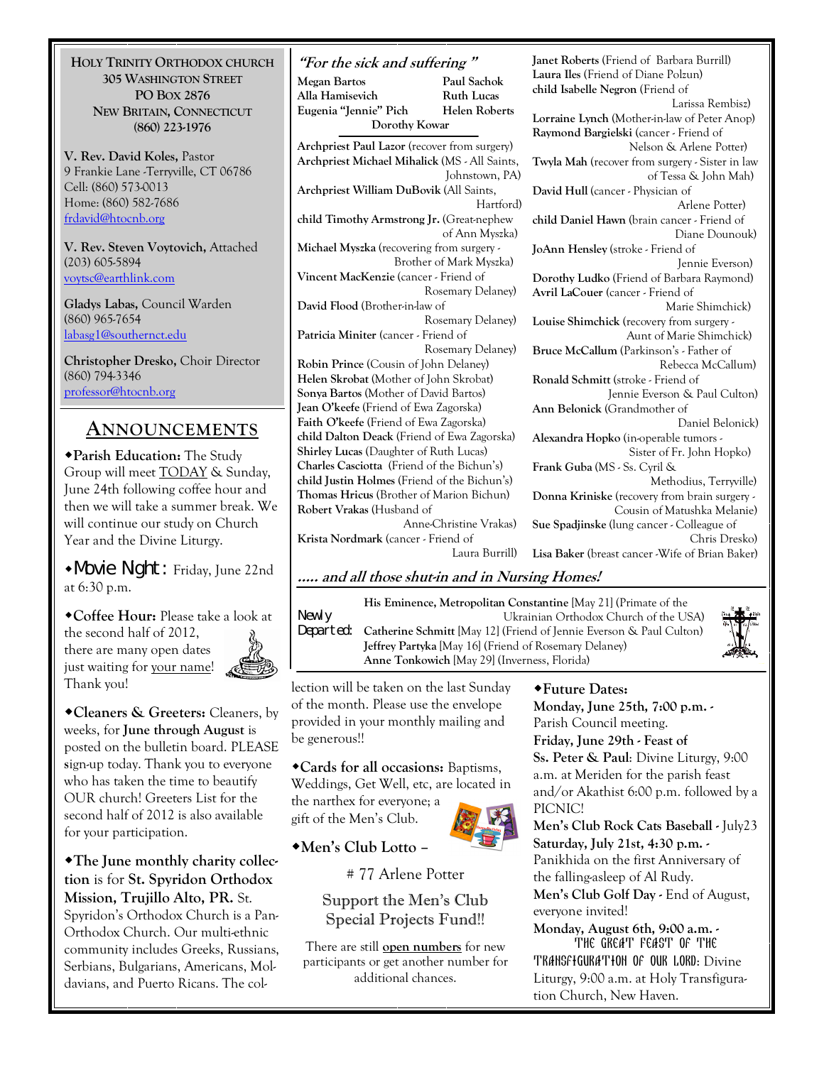**HOLY TRINITY ORTHODOX CHURCH**
**305 WASHINGTON STREET**
**PO BOX 2876**
**NEW BRITAIN, CONNECTICUT**
**(860) 223-1976**

**V. Rev. David Koles,** Pastor
9 Frankie Lane -Terryville, CT 06786
Cell: (860) 573-0013
Home: (860) 582-7686
frdavid@htocnb.org

**V. Rev. Steven Voytovich,** Attached
(203) 605-5894
voytsc@earthlink.com

**Gladys Labas,** Council Warden
(860) 965-7654
labasg1@southernct.edu

**Christopher Dresko,** Choir Director
(860) 794-3346
professor@htocnb.org

## ANNOUNCEMENTS

◆**Parish Education:** The Study Group will meet TODAY & Sunday, June 24th following coffee hour and then we will take a summer break. We will continue our study on Church Year and the Divine Liturgy.

◆**Movie Night:** Friday, June 22nd at 6:30 p.m.

◆**Coffee Hour:** Please take a look at the second half of 2012, there are many open dates just waiting for your name! Thank you!

◆**Cleaners & Greeters:** Cleaners, by weeks, for **June through August** is posted on the bulletin board. PLEASE sign-up today. Thank you to everyone who has taken the time to beautify OUR church! Greeters List for the second half of 2012 is also available for your participation.

◆**The June monthly charity collection** is for **St. Spyridon Orthodox Mission, Trujillo Alto, PR.** St. Spyridon's Orthodox Church is a Pan-Orthodox Church. Our multi-ethnic community includes Greeks, Russians, Serbians, Bulgarians, Americans, Moldavians, and Puerto Ricans. The collection will be taken on the last Sunday of the month. Please use the envelope provided in your monthly mailing and be generous!!

◆**Cards for all occasions:** Baptisms, Weddings, Get Well, etc, are located in the narthex for everyone; a gift of the Men's Club.

◆**Men's Club Lotto –**

# 77 Arlene Potter

Support the Men's Club Special Projects Fund!!

There are still **open numbers** for new participants or get another number for additional chances.

### *"For the sick and suffering"*

**Megan Bartos**
**Paul Sachok**
**Alla Hamisevich**
**Ruth Lucas**
**Eugenia "Jennie" Pich**
**Helen Roberts**
**Dorothy Kowar**

**Archpriest Paul Lazor** (recover from surgery)
**Archpriest Michael Mihalick** (MS - All Saints, Johnstown, PA)
**Archpriest William DuBovik** (All Saints, Hartford)
**child Timothy Armstrong Jr.** (Great-nephew of Ann Myszka)
**Michael Myszka** (recovering from surgery - Brother of Mark Myszka)
**Vincent MacKenzie** (cancer - Friend of Rosemary Delaney)
**David Flood** (Brother-in-law of Rosemary Delaney)
**Patricia Miniter** (cancer - Friend of Rosemary Delaney)
**Robin Prince** (Cousin of John Delaney)
**Helen Skrobat** (Mother of John Skrobat)
**Sonya Bartos** (Mother of David Bartos)
**Jean O'keefe** (Friend of Ewa Zagorska)
**Faith O'keefe** (Friend of Ewa Zagorska)
**child Dalton Deack** (Friend of Ewa Zagorska)
**Shirley Lucas** (Daughter of Ruth Lucas)
**Charles Casciotta** (Friend of the Bichun's)
**child Justin Holmes** (Friend of the Bichun's)
**Thomas Hricus** (Brother of Marion Bichun)
**Robert Vrakas** (Husband of Anne-Christine Vrakas)
**Krista Nordmark** (cancer - Friend of Laura Burrill)
**Janet Roberts** (Friend of Barbara Burrill)
**Laura Iles** (Friend of Diane Polzun)
**child Isabelle Negron** (Friend of Larissa Rembisz)
**Lorraine Lynch** (Mother-in-law of Peter Anop)
**Raymond Bargielski** (cancer - Friend of Nelson & Arlene Potter)
**Twyla Mah** (recover from surgery - Sister in law of Tessa & John Mah)
**David Hull** (cancer - Physician of Arlene Potter)
**child Daniel Hawn** (brain cancer - Friend of Diane Dounouk)
**JoAnn Hensley** (stroke - Friend of Jennie Everson)
**Dorothy Ludko** (Friend of Barbara Raymond)
**Avril LaCouer** (cancer - Friend of Marie Shimchick)
**Louise Shimchick** (recovery from surgery - Aunt of Marie Shimchick)
**Bruce McCallum** (Parkinson's - Father of Rebecca McCallum)
**Ronald Schmitt** (stroke - Friend of Jennie Everson & Paul Culton)
**Ann Belonick** (Grandmother of Daniel Belonick)
**Alexandra Hopko** (in-operable tumors - Sister of Fr. John Hopko)
**Frank Guba** (MS - Ss. Cyril & Methodius, Terryville)
**Donna Kriniske** (recovery from brain surgery - Cousin of Matushka Melanie)
**Sue Spadjinske** (lung cancer - Colleague of Chris Dresko)
**Lisa Baker** (breast cancer -Wife of Brian Baker)

***..... and all those shut-in and in Nursing Homes!***

**Newly Departed:**
**His Eminence, Metropolitan Constantine** [May 21] (Primate of the Ukrainian Orthodox Church of the USA)
**Catherine Schmitt** [May 12] (Friend of Jennie Everson & Paul Culton)
**Jeffrey Partyka** [May 16] (Friend of Rosemary Delaney)
**Anne Tonkowich** [May 29] (Inverness, Florida)

◆**Future Dates:**

**Monday, June 25th, 7:00 p.m. -** Parish Council meeting.

**Friday, June 29th - Feast of Ss. Peter & Paul**: Divine Liturgy, 9:00 a.m. at Meriden for the parish feast and/or Akathist 6:00 p.m. followed by a PICNIC!

**Men's Club Rock Cats Baseball -** July23

**Saturday, July 21st, 4:30 p.m. -** Panikhida on the first Anniversary of the falling-asleep of Al Rudy.

**Men's Club Golf Day -** End of August, everyone invited!

**Monday, August 6th, 9:00 a.m. -** THE GREAT FEAST OF THE TRANSFIGURATION OF OUR LORD: Divine Liturgy, 9:00 a.m. at Holy Transfiguration Church, New Haven.